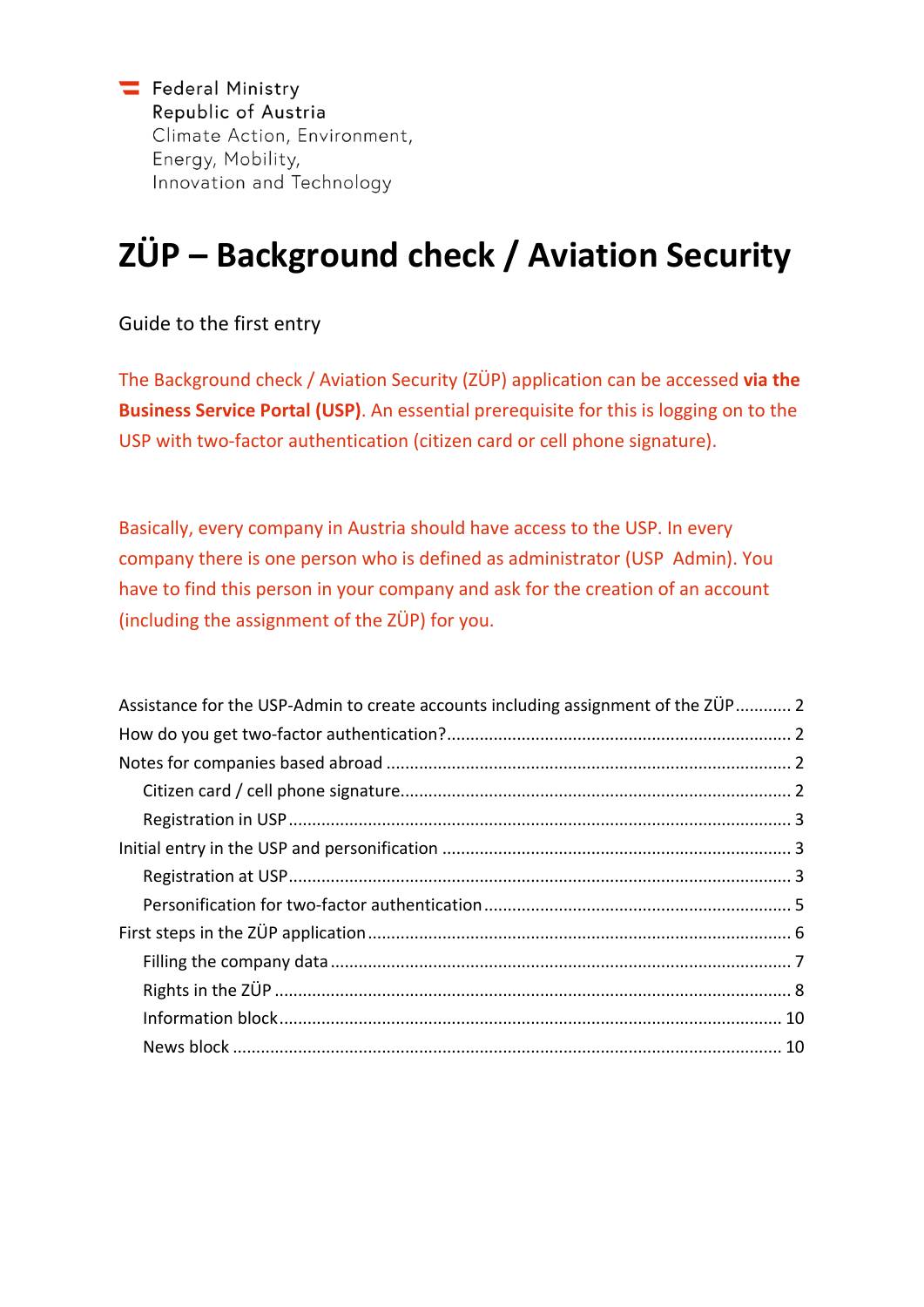Federal Ministry
Republic of Austria
Climate Action, Environment,
Energy, Mobility,
Innovation and Technology

# ZÜP – Background check / Aviation Security

Guide to the first entry

The Background check / Aviation Security (ZÜP) application can be accessed **via the Business Service Portal (USP)**. An essential prerequisite for this is logging on to the USP with two-factor authentication (citizen card or cell phone signature).

Basically, every company in Austria should have access to the USP. In every company there is one person who is defined as administrator (USP Admin). You have to find this person in your company and ask for the creation of an account (including the assignment of the ZÜP) for you.

- Assistance for the USP-Admin to create accounts including assignment of the ZÜP ........... 2
- How do you get two-factor authentication? ........... 2
- Notes for companies based abroad ........... 2
  - Citizen card / cell phone signature ........... 2
  - Registration in USP ........... 3
- Initial entry in the USP and personification ........... 3
  - Registration at USP ........... 3
  - Personification for two-factor authentication ........... 5
- First steps in the ZÜP application ........... 6
  - Filling the company data ........... 7
  - Rights in the ZÜP ........... 8
  - Information block ........... 10
  - News block ........... 10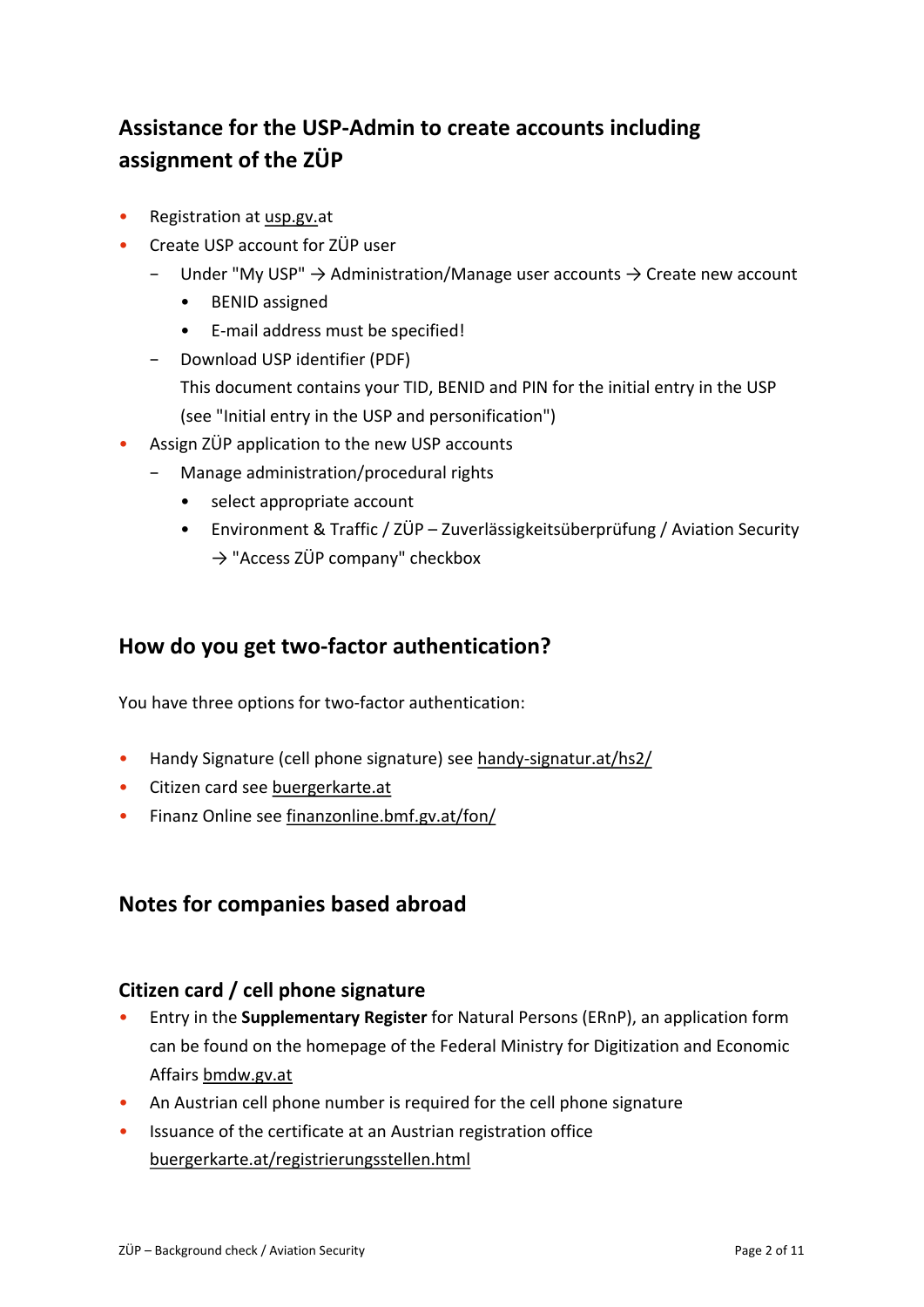## Assistance for the USP-Admin to create accounts including assignment of the ZÜP

- Registration at usp.gv.at
- Create USP account for ZÜP user
  - Under "My USP" → Administration/Manage user accounts → Create new account
    - BENID assigned
    - E-mail address must be specified!
  - Download USP identifier (PDF)
    This document contains your TID, BENID and PIN for the initial entry in the USP (see "Initial entry in the USP and personification")
- Assign ZÜP application to the new USP accounts
  - Manage administration/procedural rights
    - select appropriate account
    - Environment & Traffic / ZÜP – Zuverlässigkeitsüberprüfung / Aviation Security → "Access ZÜP company" checkbox

## How do you get two-factor authentication?

You have three options for two-factor authentication:

- Handy Signature (cell phone signature) see handy-signatur.at/hs2/
- Citizen card see buergerkarte.at
- Finanz Online see finanzonline.bmf.gv.at/fon/

## Notes for companies based abroad

### Citizen card / cell phone signature

- Entry in the **Supplementary Register** for Natural Persons (ERnP), an application form can be found on the homepage of the Federal Ministry for Digitization and Economic Affairs bmdw.gv.at
- An Austrian cell phone number is required for the cell phone signature
- Issuance of the certificate at an Austrian registration office buergerkarte.at/registrierungsstellen.html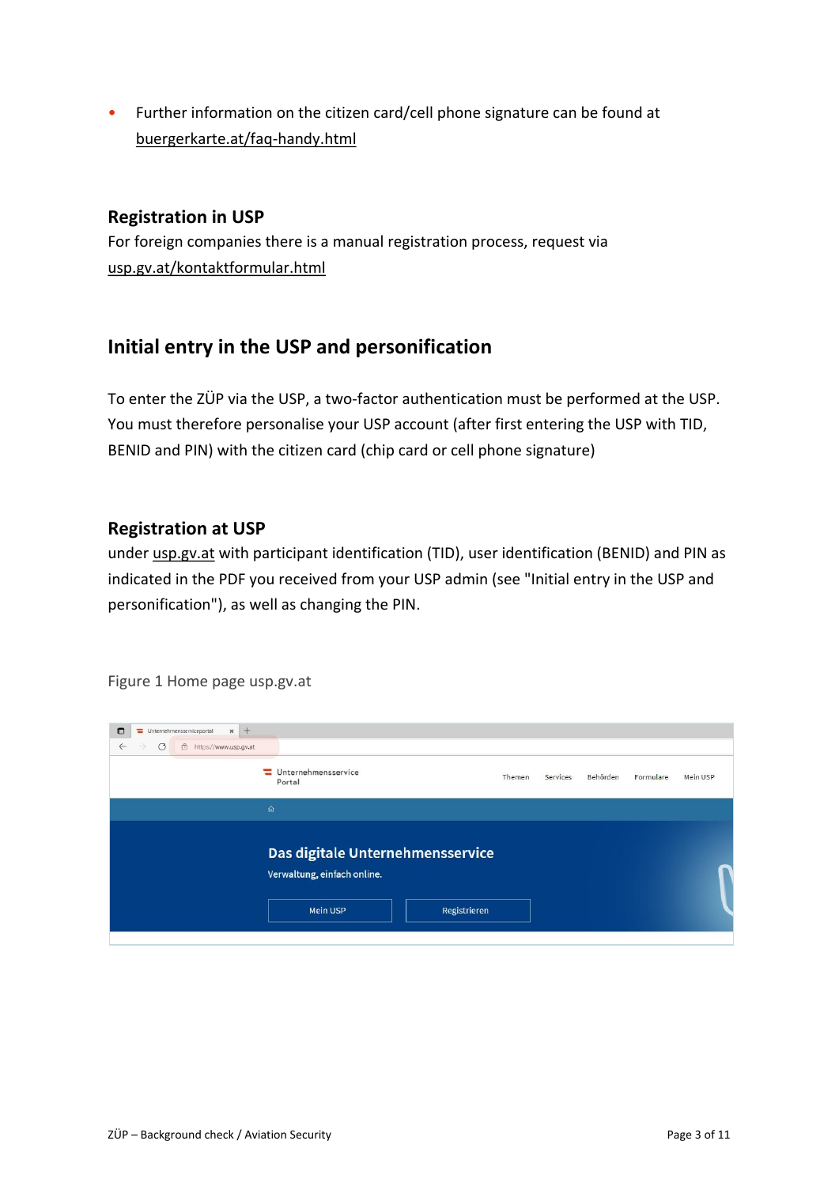- Further information on the citizen card/cell phone signature can be found at buergerkarte.at/faq-handy.html

### Registration in USP

For foreign companies there is a manual registration process, request via usp.gv.at/kontaktformular.html

## Initial entry in the USP and personification

To enter the ZÜP via the USP, a two-factor authentication must be performed at the USP. You must therefore personalise your USP account (after first entering the USP with TID, BENID and PIN) with the citizen card (chip card or cell phone signature)

### Registration at USP

under usp.gv.at with participant identification (TID), user identification (BENID) and PIN as indicated in the PDF you received from your USP admin (see "Initial entry in the USP and personification"), as well as changing the PIN.

Figure 1 Home page usp.gv.at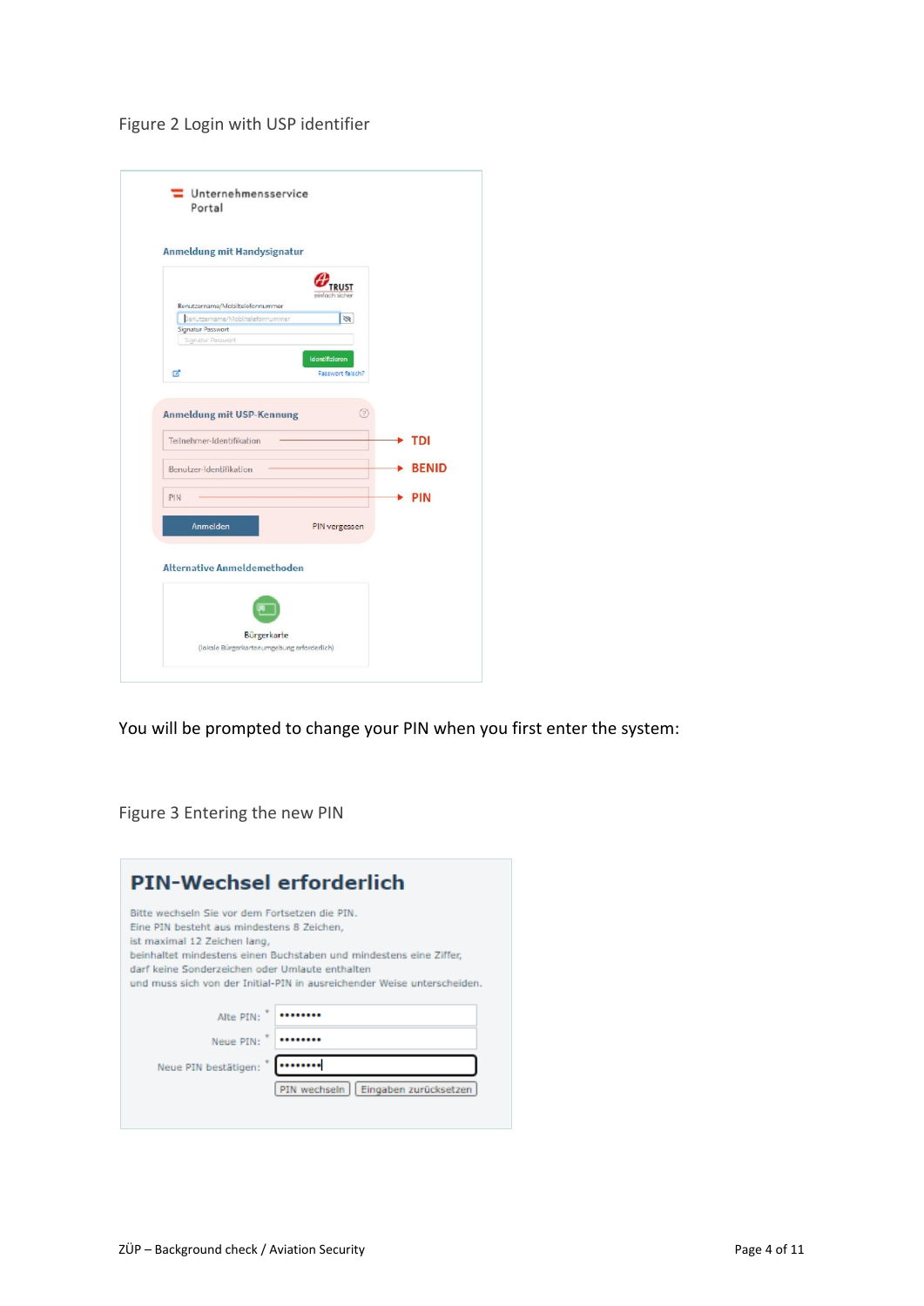Figure 2 Login with USP identifier

You will be prompted to change your PIN when you first enter the system:

Figure 3 Entering the new PIN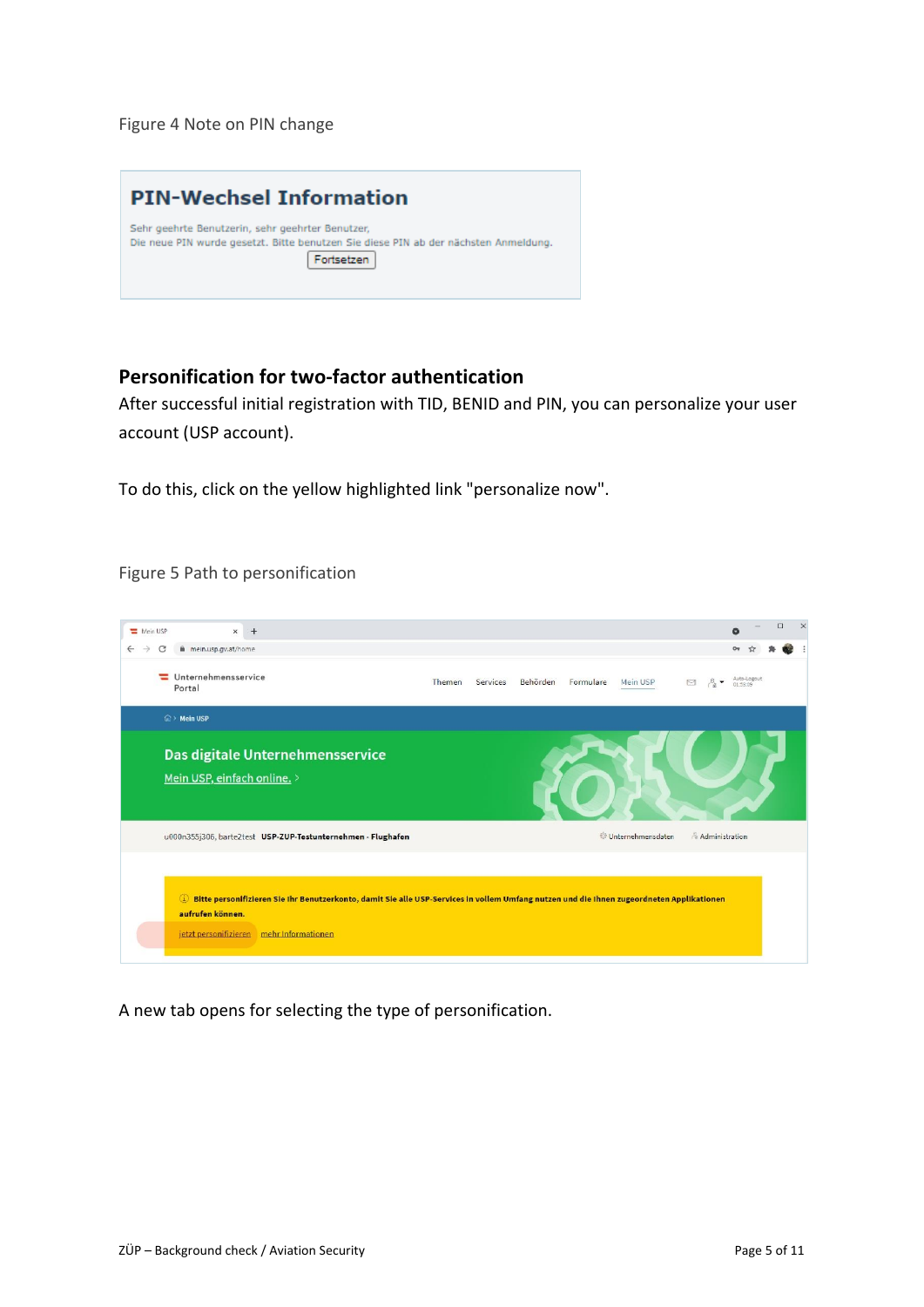Figure 4 Note on PIN change

## Personification for two-factor authentication

After successful initial registration with TID, BENID and PIN, you can personalize your user account (USP account).

To do this, click on the yellow highlighted link "personalize now".

Figure 5 Path to personification

A new tab opens for selecting the type of personification.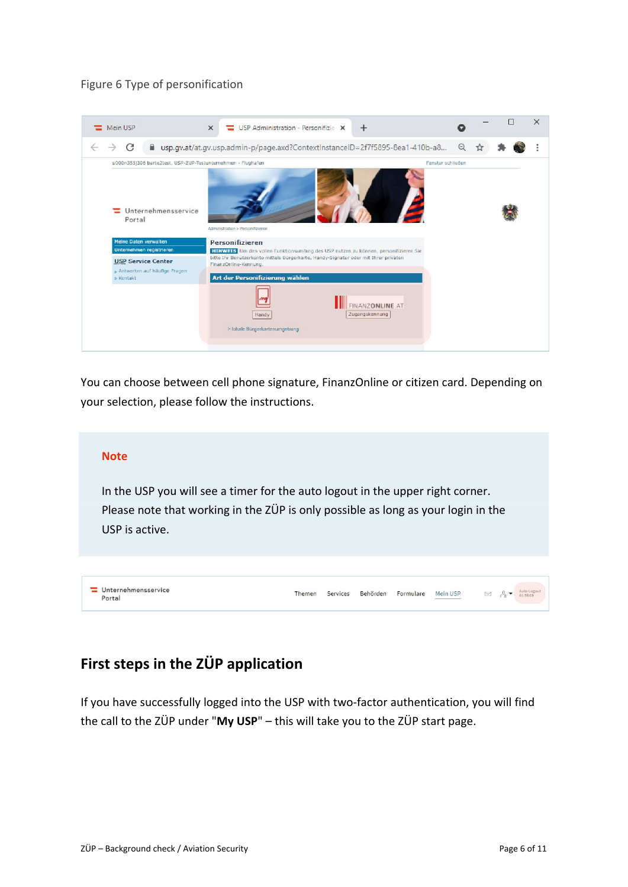Figure 6 Type of personification

You can choose between cell phone signature, FinanzOnline or citizen card. Depending on your selection, please follow the instructions.

> **Note**
>
> In the USP you will see a timer for the auto logout in the upper right corner. Please note that working in the ZÜP is only possible as long as your login in the USP is active.

## First steps in the ZÜP application

If you have successfully logged into the USP with two-factor authentication, you will find the call to the ZÜP under "**My USP**" – this will take you to the ZÜP start page.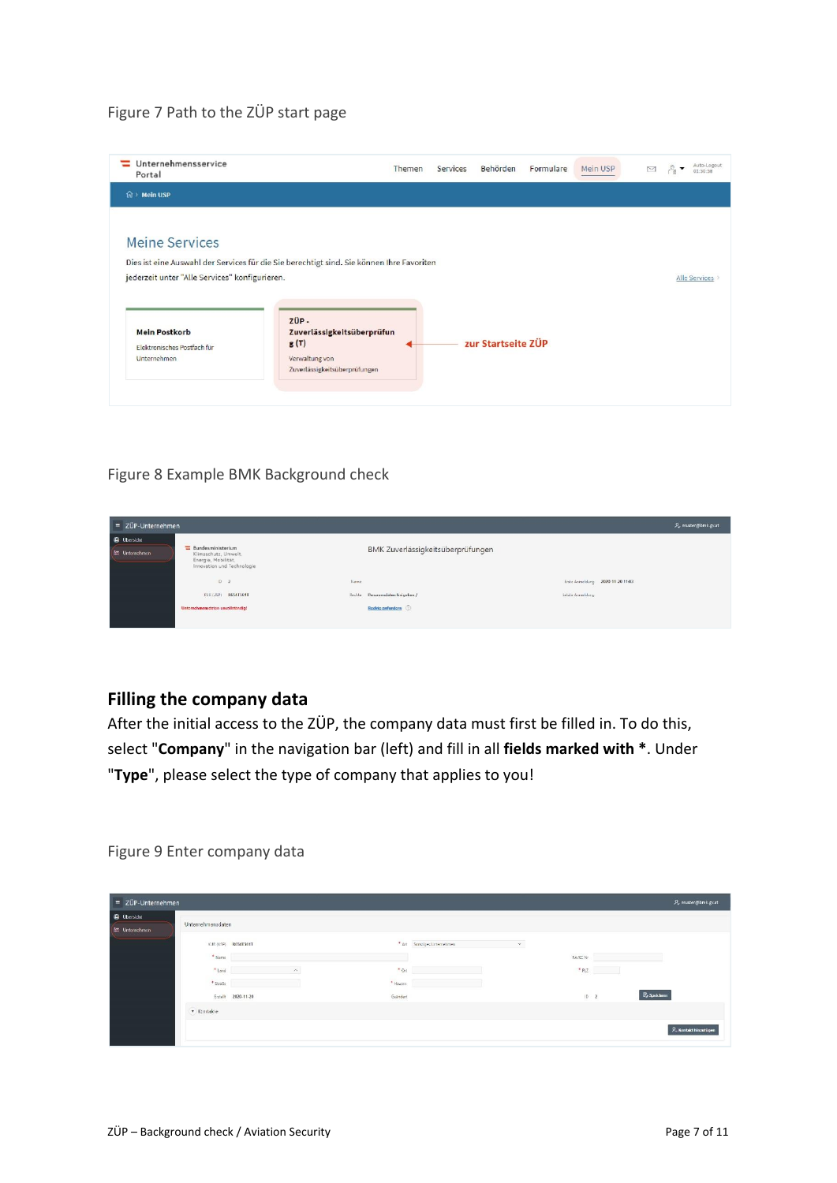Figure 7 Path to the ZÜP start page

Figure 8 Example BMK Background check

## Filling the company data

After the initial access to the ZÜP, the company data must first be filled in. To do this, select "**Company**" in the navigation bar (left) and fill in all **fields marked with ***. Under "**Type**", please select the type of company that applies to you!

Figure 9 Enter company data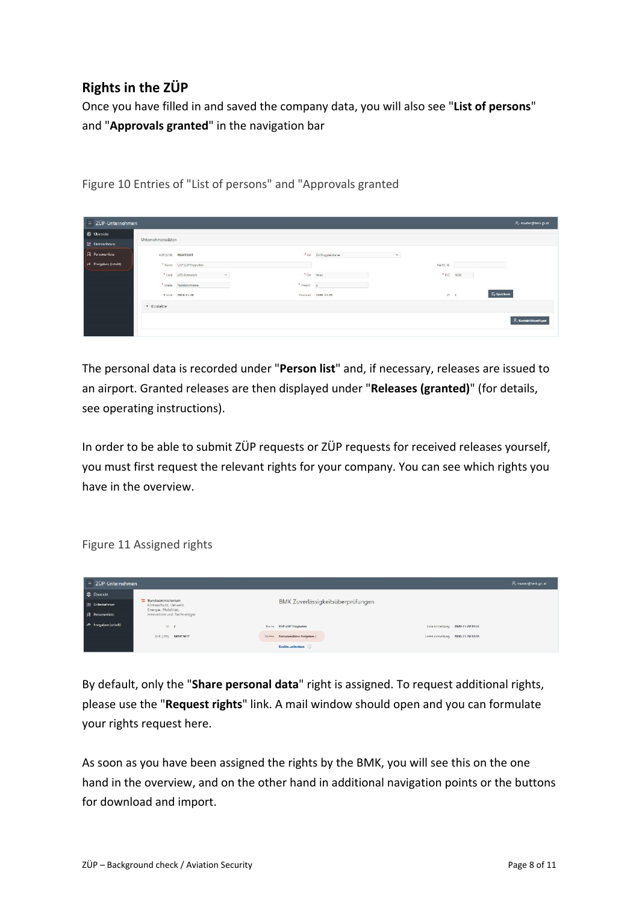## Rights in the ZÜP

Once you have filled in and saved the company data, you will also see "**List of persons**" and "**Approvals granted**" in the navigation bar

Figure 10 Entries of "List of persons" and "Approvals granted

The personal data is recorded under "**Person list**" and, if necessary, releases are issued to an airport. Granted releases are then displayed under "**Releases (granted)**" (for details, see operating instructions).

In order to be able to submit ZÜP requests or ZÜP requests for received releases yourself, you must first request the relevant rights for your company. You can see which rights you have in the overview.

Figure 11 Assigned rights

By default, only the "**Share personal data**" right is assigned. To request additional rights, please use the "**Request rights**" link. A mail window should open and you can formulate your rights request here.

As soon as you have been assigned the rights by the BMK, you will see this on the one hand in the overview, and on the other hand in additional navigation points or the buttons for download and import.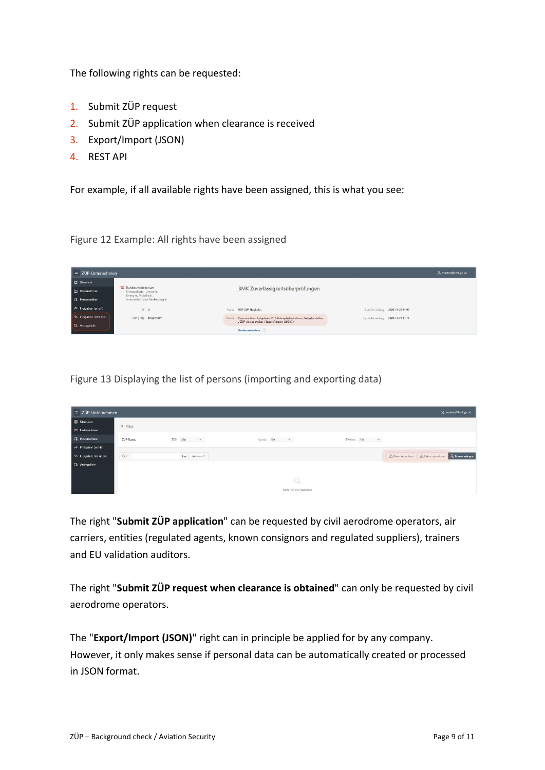The following rights can be requested:

1. Submit ZÜP request
2. Submit ZÜP application when clearance is received
3. Export/Import (JSON)
4. REST API

For example, if all available rights have been assigned, this is what you see:

Figure 12 Example: All rights have been assigned

Figure 13 Displaying the list of persons (importing and exporting data)

The right "**Submit ZÜP application**" can be requested by civil aerodrome operators, air carriers, entities (regulated agents, known consignors and regulated suppliers), trainers and EU validation auditors.

The right "**Submit ZÜP request when clearance is obtained**" can only be requested by civil aerodrome operators.

The "**Export/Import (JSON)**" right can in principle be applied for by any company. However, it only makes sense if personal data can be automatically created or processed in JSON format.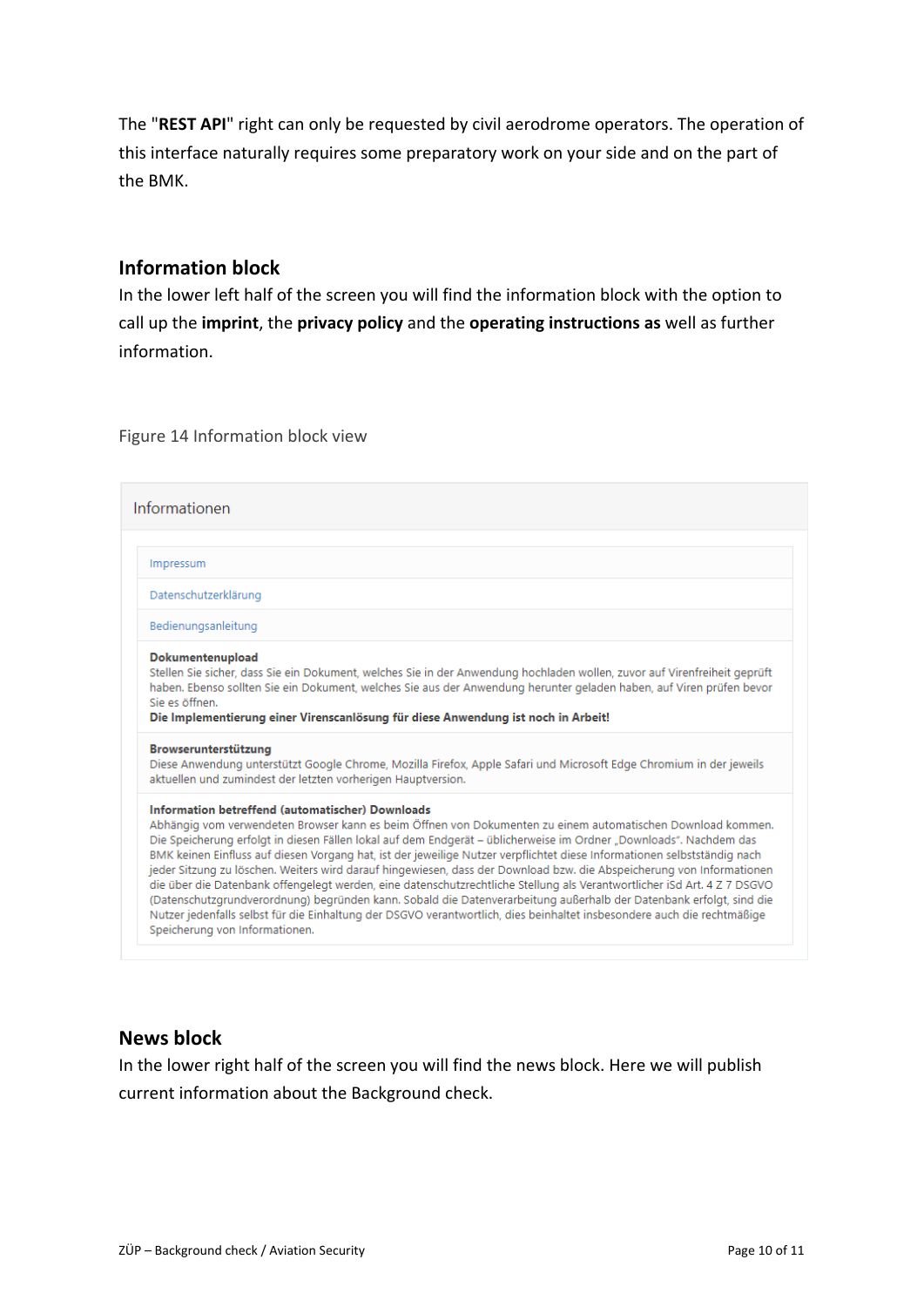The "**REST API**" right can only be requested by civil aerodrome operators. The operation of this interface naturally requires some preparatory work on your side and on the part of the BMK.

## Information block

In the lower left half of the screen you will find the information block with the option to call up the **imprint**, the **privacy policy** and the **operating instructions as** well as further information.

Figure 14 Information block view

Informationen

Impressum

Datenschutzerklärung

Bedienungsanleitung

**Dokumentenupload**
Stellen Sie sicher, dass Sie ein Dokument, welches Sie in der Anwendung hochladen wollen, zuvor auf Virenfreiheit geprüft haben. Ebenso sollten Sie ein Dokument, welches Sie aus der Anwendung herunter geladen haben, auf Viren prüfen bevor Sie es öffnen.
**Die Implementierung einer Virenscanlösung für diese Anwendung ist noch in Arbeit!**

**Browserunterstützung**
Diese Anwendung unterstützt Google Chrome, Mozilla Firefox, Apple Safari und Microsoft Edge Chromium in der jeweils aktuellen und zumindest der letzten vorherigen Hauptversion.

**Information betreffend (automatischer) Downloads**
Abhängig vom verwendeten Browser kann es beim Öffnen von Dokumenten zu einem automatischen Download kommen. Die Speicherung erfolgt in diesen Fällen lokal auf dem Endgerät – üblicherweise im Ordner „Downloads". Nachdem das BMK keinen Einfluss auf diesen Vorgang hat, ist der jeweilige Nutzer verpflichtet diese Informationen selbstständig nach jeder Sitzung zu löschen. Weiters wird darauf hingewiesen, dass der Download bzw. die Abspeicherung von Informationen die über die Datenbank offengelegt werden, eine datenschutzrechtliche Stellung als Verantwortlicher iSd Art. 4 Z 7 DSGVO (Datenschutzgrundverordnung) begründen kann. Sobald die Datenverarbeitung außerhalb der Datenbank erfolgt, sind die Nutzer jedenfalls selbst für die Einhaltung der DSGVO verantwortlich, dies beinhaltet insbesondere auch die rechtmäßige Speicherung von Informationen.

## News block

In the lower right half of the screen you will find the news block. Here we will publish current information about the Background check.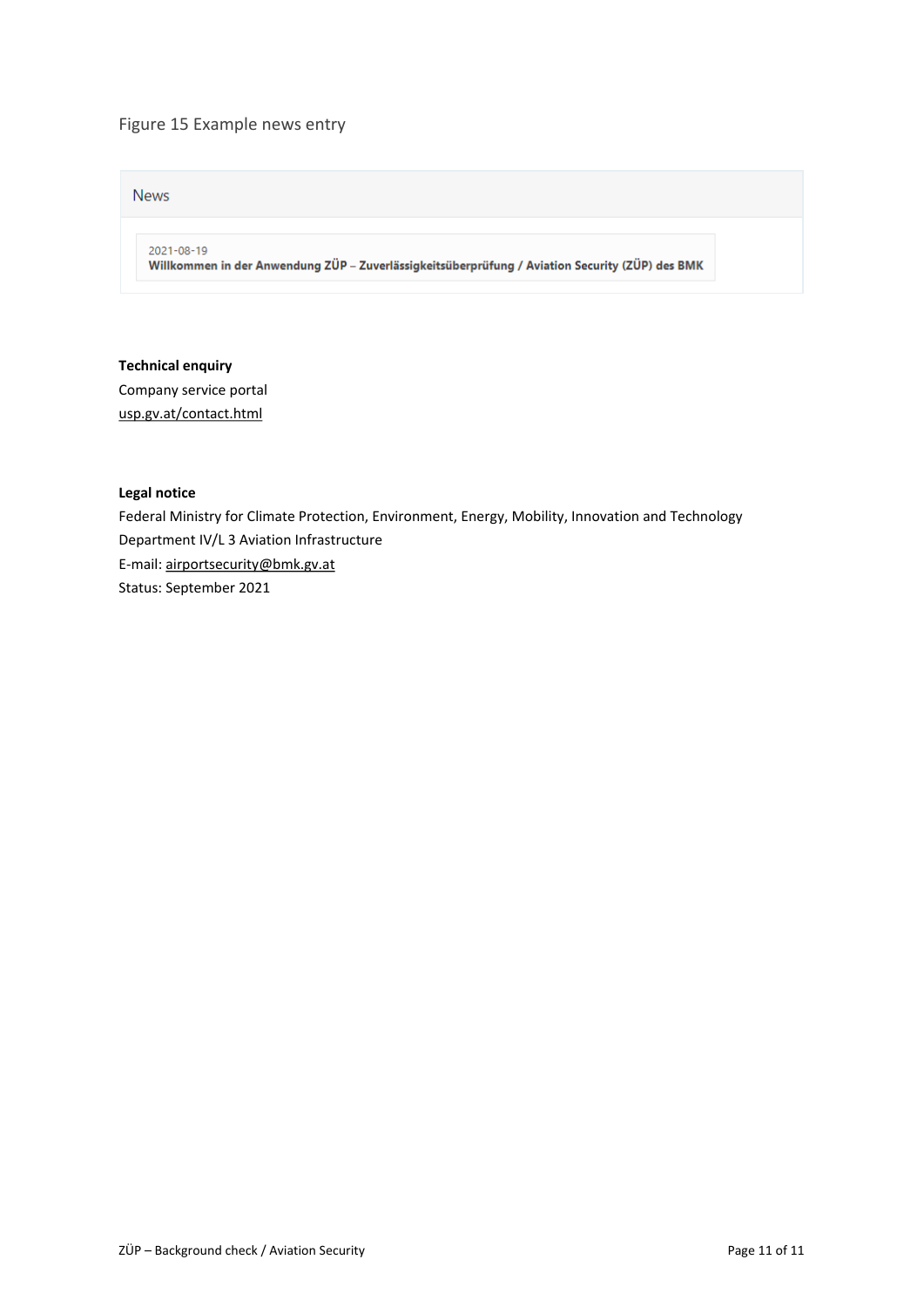Figure 15 Example news entry

News

2021-08-19
**Willkommen in der Anwendung ZÜP – Zuverlässigkeitsüberprüfung / Aviation Security (ZÜP) des BMK**

**Technical enquiry**
Company service portal
usp.gv.at/contact.html

**Legal notice**
Federal Ministry for Climate Protection, Environment, Energy, Mobility, Innovation and Technology
Department IV/L 3 Aviation Infrastructure
E-mail: airportsecurity@bmk.gv.at
Status: September 2021